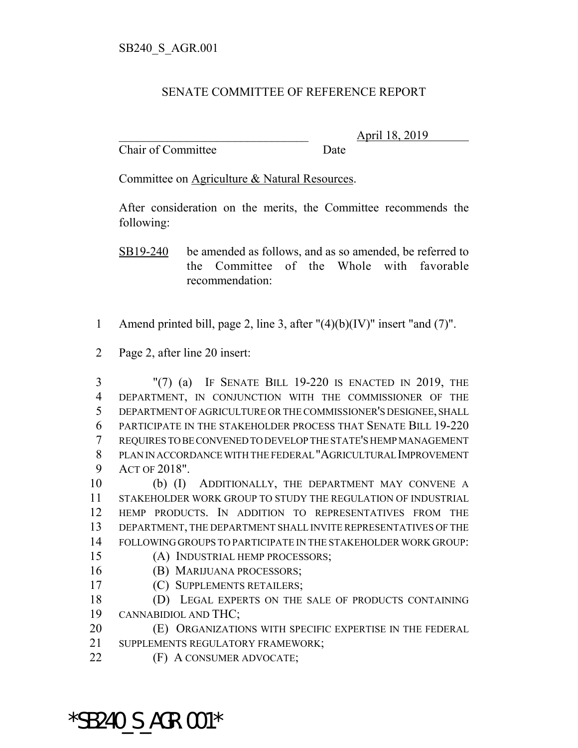SB240_S_AGR.001

# SENATE COMMITTEE OF REFERENCE REPORT

_______________________________ April 18, 2019
Chair of Committee Date

Committee on Agriculture & Natural Resources.

After consideration on the merits, the Committee recommends the following:

SB19-240 be amended as follows, and as so amended, be referred to the Committee of the Whole with favorable recommendation:

1 Amend printed bill, page 2, line 3, after "(4)(b)(IV)" insert "and (7)".

2 Page 2, after line 20 insert:

3 "(7) (a) IF SENATE BILL 19-220 IS ENACTED IN 2019, THE
4 DEPARTMENT, IN CONJUNCTION WITH THE COMMISSIONER OF THE
5 DEPARTMENT OF AGRICULTURE OR THE COMMISSIONER'S DESIGNEE, SHALL
6 PARTICIPATE IN THE STAKEHOLDER PROCESS THAT SENATE BILL 19-220
7 REQUIRES TO BE CONVENED TO DEVELOP THE STATE'S HEMP MANAGEMENT
8 PLAN IN ACCORDANCE WITH THE FEDERAL "AGRICULTURAL IMPROVEMENT
9 ACT OF 2018".
10 (b) (I) ADDITIONALLY, THE DEPARTMENT MAY CONVENE A
11 STAKEHOLDER WORK GROUP TO STUDY THE REGULATION OF INDUSTRIAL
12 HEMP PRODUCTS. IN ADDITION TO REPRESENTATIVES FROM THE
13 DEPARTMENT, THE DEPARTMENT SHALL INVITE REPRESENTATIVES OF THE
14 FOLLOWING GROUPS TO PARTICIPATE IN THE STAKEHOLDER WORK GROUP:
15 (A) INDUSTRIAL HEMP PROCESSORS;
16 (B) MARIJUANA PROCESSORS;
17 (C) SUPPLEMENTS RETAILERS;
18 (D) LEGAL EXPERTS ON THE SALE OF PRODUCTS CONTAINING
19 CANNABIDIOL AND THC;
20 (E) ORGANIZATIONS WITH SPECIFIC EXPERTISE IN THE FEDERAL
21 SUPPLEMENTS REGULATORY FRAMEWORK;
22 (F) A CONSUMER ADVOCATE;

*SB240_S_AGR.001*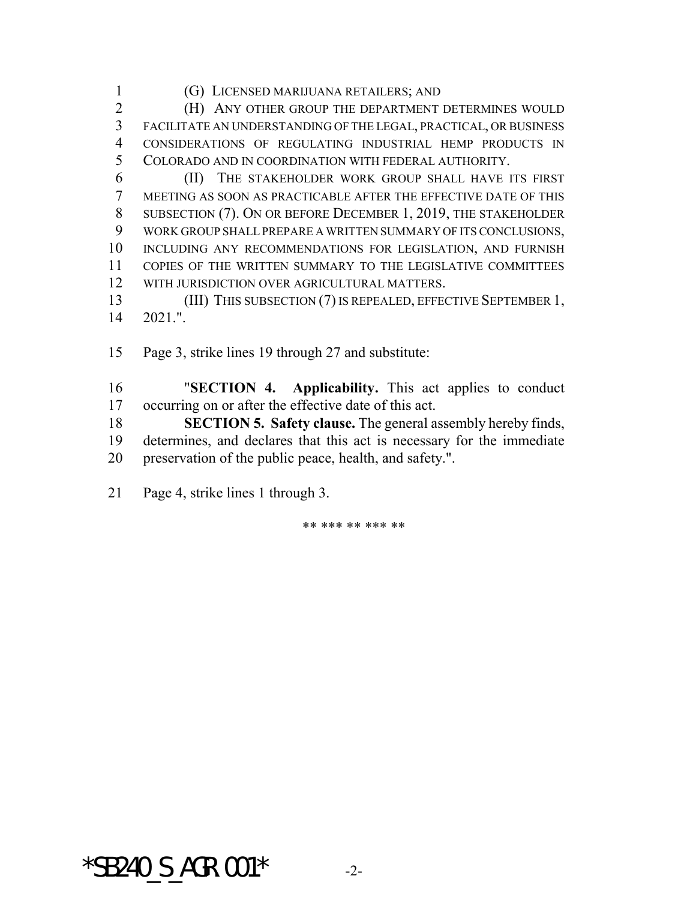(G) LICENSED MARIJUANA RETAILERS; AND

(H) ANY OTHER GROUP THE DEPARTMENT DETERMINES WOULD FACILITATE AN UNDERSTANDING OF THE LEGAL, PRACTICAL, OR BUSINESS CONSIDERATIONS OF REGULATING INDUSTRIAL HEMP PRODUCTS IN COLORADO AND IN COORDINATION WITH FEDERAL AUTHORITY.

(II) THE STAKEHOLDER WORK GROUP SHALL HAVE ITS FIRST MEETING AS SOON AS PRACTICABLE AFTER THE EFFECTIVE DATE OF THIS SUBSECTION (7). ON OR BEFORE DECEMBER 1, 2019, THE STAKEHOLDER WORK GROUP SHALL PREPARE A WRITTEN SUMMARY OF ITS CONCLUSIONS, INCLUDING ANY RECOMMENDATIONS FOR LEGISLATION, AND FURNISH COPIES OF THE WRITTEN SUMMARY TO THE LEGISLATIVE COMMITTEES WITH JURISDICTION OVER AGRICULTURAL MATTERS.

(III) THIS SUBSECTION (7) IS REPEALED, EFFECTIVE SEPTEMBER 1, 2021.".

Page 3, strike lines 19 through 27 and substitute:

"**SECTION 4. Applicability.** This act applies to conduct occurring on or after the effective date of this act.

**SECTION 5. Safety clause.** The general assembly hereby finds, determines, and declares that this act is necessary for the immediate preservation of the public peace, health, and safety.".

Page 4, strike lines 1 through 3.

** *** ** *** **

*SB240_S_AGR.001*